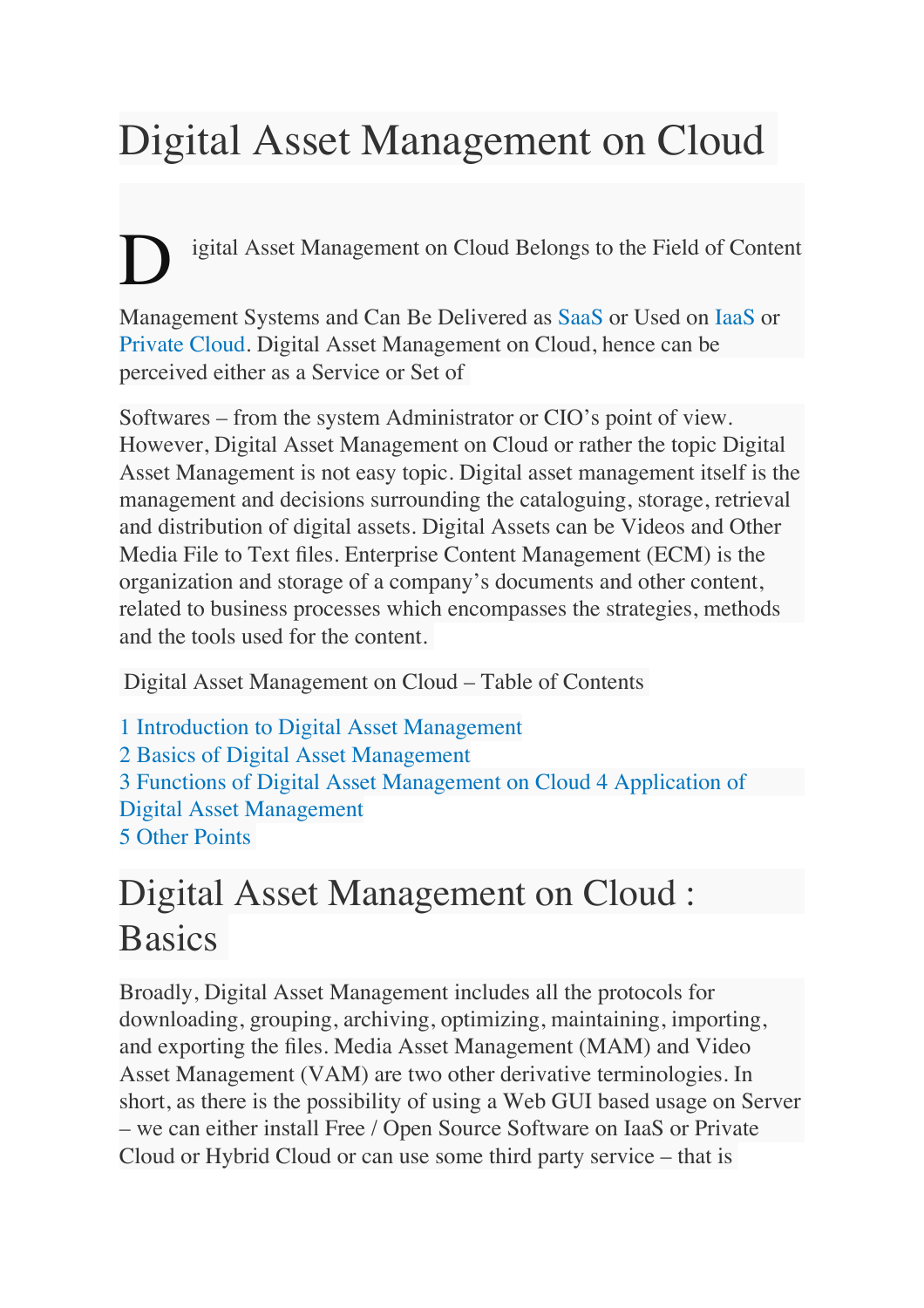# Digital Asset Management on Cloud

Digital Asset Management on Cloud Belongs to the Field of Content Management Systems and Can Be Delivered as SaaS or Used on IaaS or Private Cloud. Digital Asset Management on Cloud, hence can be perceived either as a Service or Set of

Softwares – from the system Administrator or CIO's point of view. However, Digital Asset Management on Cloud or rather the topic Digital Asset Management is not easy topic. Digital asset management itself is the management and decisions surrounding the cataloguing, storage, retrieval and distribution of digital assets. Digital Assets can be Videos and Other Media File to Text files. Enterprise Content Management (ECM) is the organization and storage of a company's documents and other content, related to business processes which encompasses the strategies, methods and the tools used for the content.

Digital Asset Management on Cloud – Table of Contents

1 Introduction to Digital Asset Management
2 Basics of Digital Asset Management
3 Functions of Digital Asset Management on Cloud 4 Application of Digital Asset Management
5 Other Points

# Digital Asset Management on Cloud : Basics

Broadly, Digital Asset Management includes all the protocols for downloading, grouping, archiving, optimizing, maintaining, importing, and exporting the files. Media Asset Management (MAM) and Video Asset Management (VAM) are two other derivative terminologies. In short, as there is the possibility of using a Web GUI based usage on Server – we can either install Free / Open Source Software on IaaS or Private Cloud or Hybrid Cloud or can use some third party service – that is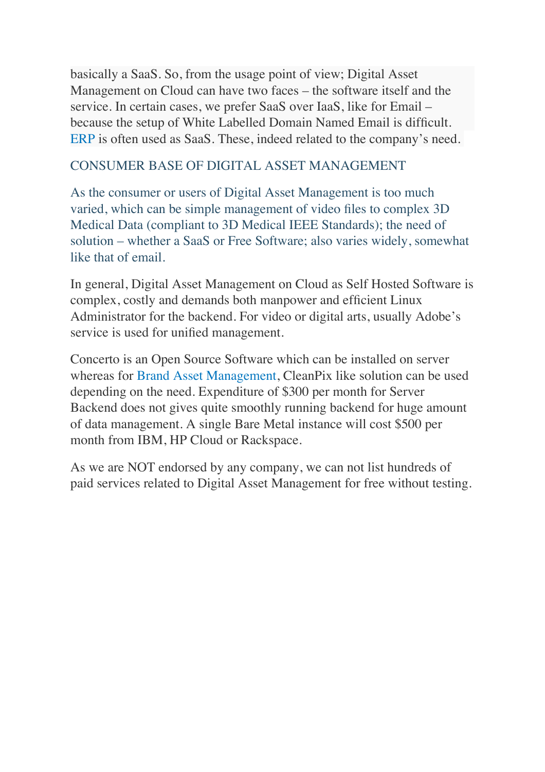basically a SaaS. So, from the usage point of view; Digital Asset Management on Cloud can have two faces – the software itself and the service. In certain cases, we prefer SaaS over IaaS, like for Email – because the setup of White Labelled Domain Named Email is difficult. ERP is often used as SaaS. These, indeed related to the company's need.

## CONSUMER BASE OF DIGITAL ASSET MANAGEMENT

As the consumer or users of Digital Asset Management is too much varied, which can be simple management of video files to complex 3D Medical Data (compliant to 3D Medical IEEE Standards); the need of solution – whether a SaaS or Free Software; also varies widely, somewhat like that of email.

In general, Digital Asset Management on Cloud as Self Hosted Software is complex, costly and demands both manpower and efficient Linux Administrator for the backend. For video or digital arts, usually Adobe's service is used for unified management.

Concerto is an Open Source Software which can be installed on server whereas for Brand Asset Management, CleanPix like solution can be used depending on the need. Expenditure of $300 per month for Server Backend does not gives quite smoothly running backend for huge amount of data management. A single Bare Metal instance will cost $500 per month from IBM, HP Cloud or Rackspace.

As we are NOT endorsed by any company, we can not list hundreds of paid services related to Digital Asset Management for free without testing.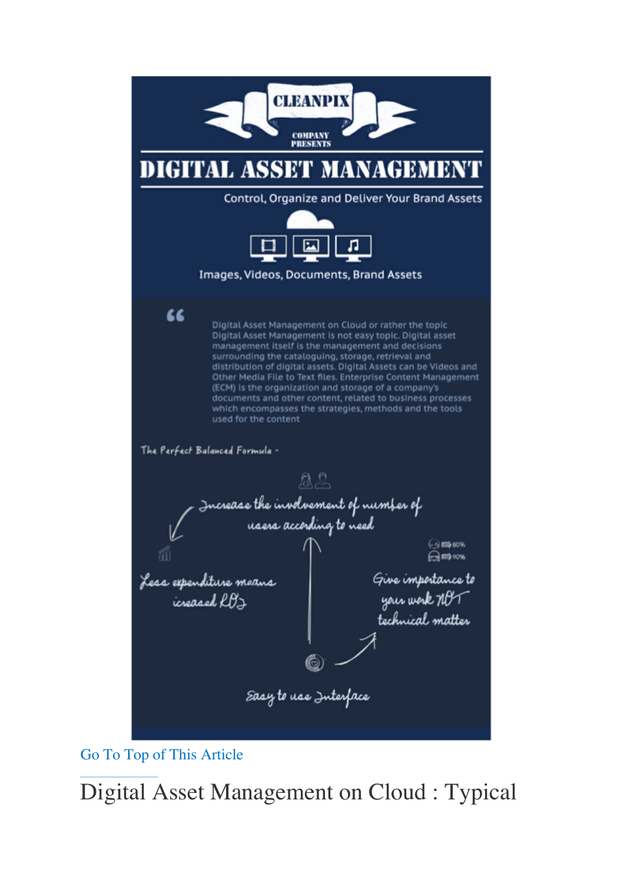CLEANPIX

COMPANY PRESENTS

# DIGITAL ASSET MANAGEMENT

Control, Organize and Deliver Your Brand Assets

Images, Videos, Documents, Brand Assets

> Digital Asset Management on Cloud or rather the topic Digital Asset Management is not easy topic. Digital asset management itself is the management and decisions surrounding the cataloguing, storage, retrieval and distribution of digital assets. Digital Assets can be Videos and Other Media File to Text files. Enterprise Content Management (ECM) is the organization and storage of a company's documents and other content, related to business processes which encompasses the strategies, methods and the tools used for the content

The Perfect Balanced Formula -

Increase the involvement of number of users according to need

80%

90%

Less expenditure means icreased ROI

Give importance to your work NOT technical matter

Easy to use Interface

Go To Top of This Article

## Digital Asset Management on Cloud : Typical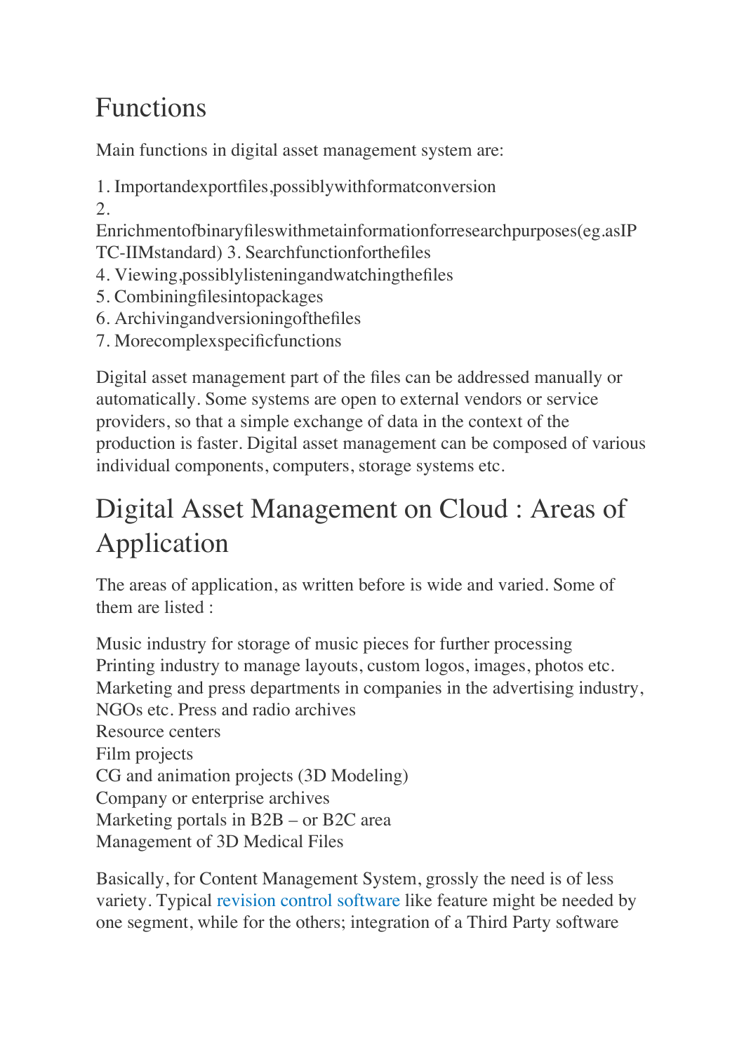## Functions

Main functions in digital asset management system are:

1. Importandexportfiles,possiblywithformatconversion
2. Enrichmentofbinaryfileswithmetainformationforresearchpurposes(eg.asIPTC-IIMstandard)
3. Searchfunctionforthefiles
4. Viewing,possiblylisteningandwatchingthefiles
5. Combiningfilesintopackages
6. Archivingandversioningofthefiles
7. Morecomplexspecificfunctions

Digital asset management part of the files can be addressed manually or automatically. Some systems are open to external vendors or service providers, so that a simple exchange of data in the context of the production is faster. Digital asset management can be composed of various individual components, computers, storage systems etc.

## Digital Asset Management on Cloud : Areas of Application

The areas of application, as written before is wide and varied. Some of them are listed :

Music industry for storage of music pieces for further processing
Printing industry to manage layouts, custom logos, images, photos etc.
Marketing and press departments in companies in the advertising industry, NGOs etc. Press and radio archives
Resource centers
Film projects
CG and animation projects (3D Modeling)
Company or enterprise archives
Marketing portals in B2B – or B2C area
Management of 3D Medical Files

Basically, for Content Management System, grossly the need is of less variety. Typical revision control software like feature might be needed by one segment, while for the others; integration of a Third Party software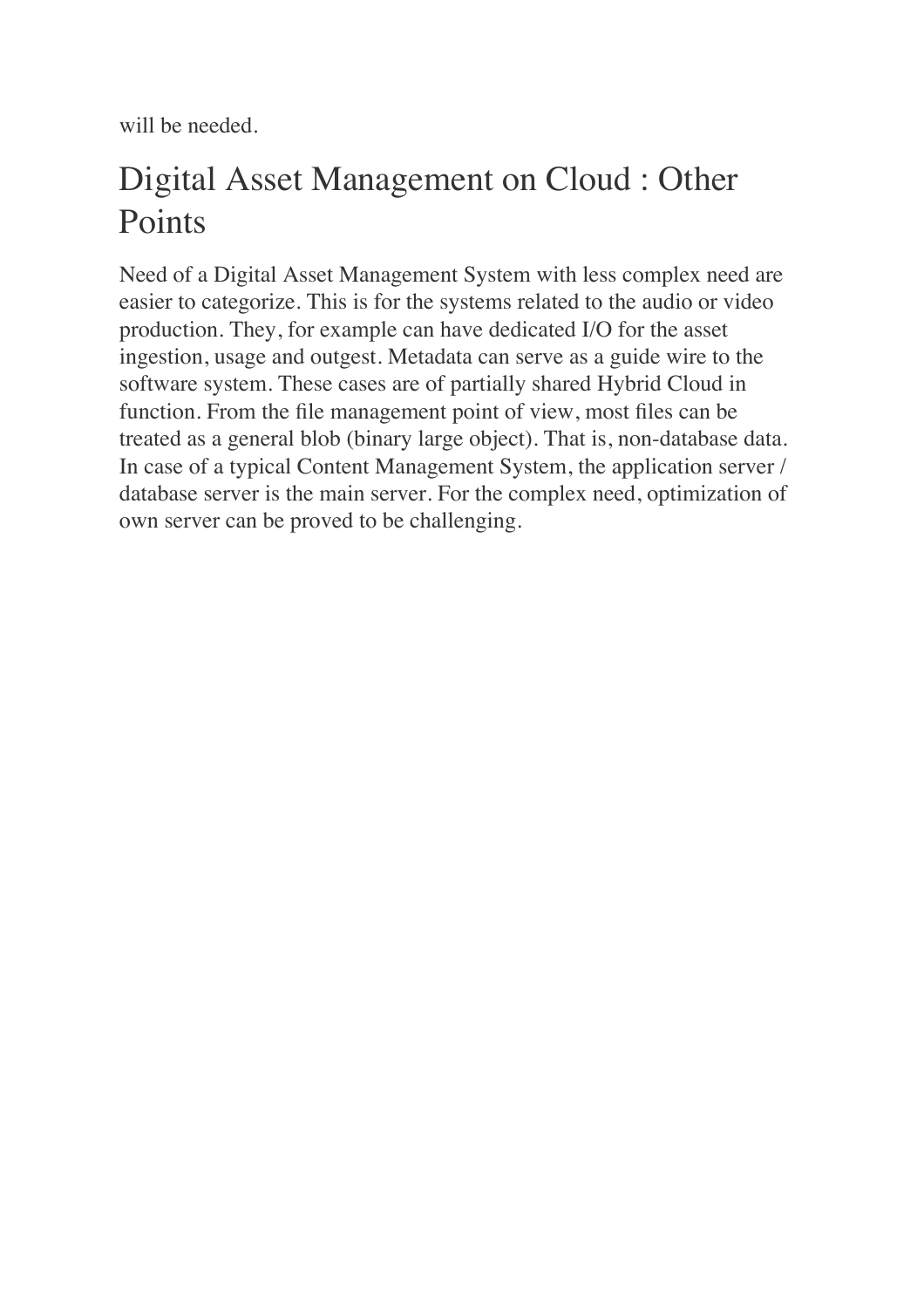will be needed.

## Digital Asset Management on Cloud : Other Points

Need of a Digital Asset Management System with less complex need are easier to categorize. This is for the systems related to the audio or video production. They, for example can have dedicated I/O for the asset ingestion, usage and outgest. Metadata can serve as a guide wire to the software system. These cases are of partially shared Hybrid Cloud in function. From the file management point of view, most files can be treated as a general blob (binary large object). That is, non-database data. In case of a typical Content Management System, the application server / database server is the main server. For the complex need, optimization of own server can be proved to be challenging.